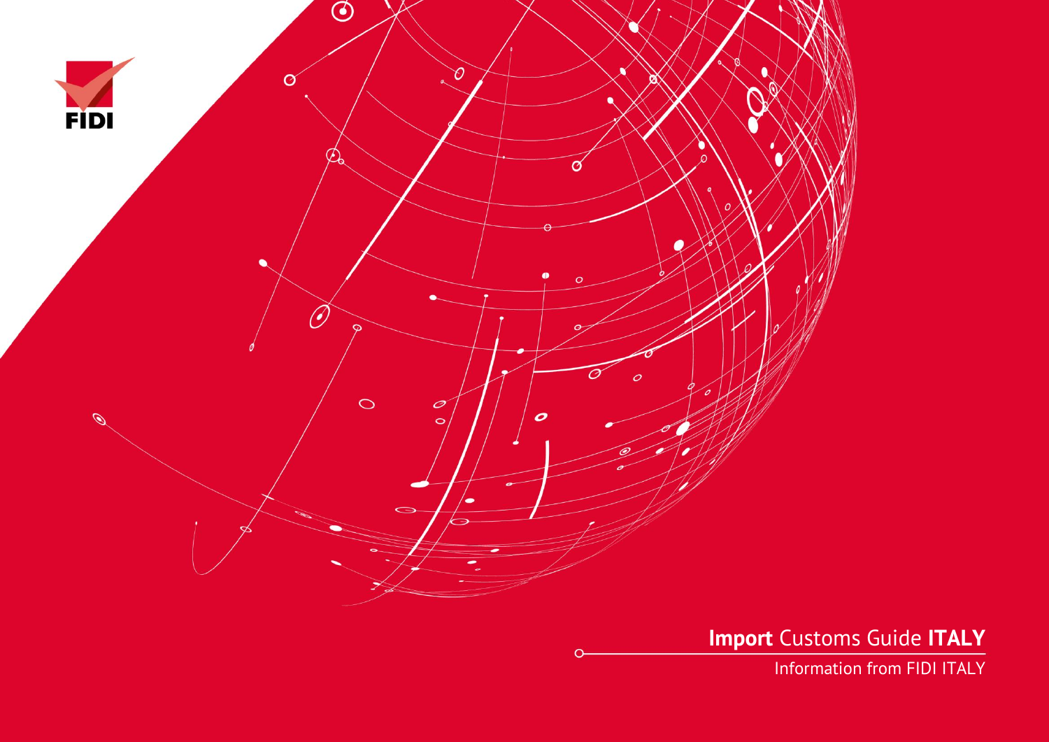FIDI

# **Import** Customs Guide **ITALY**

Information from FIDI ITALY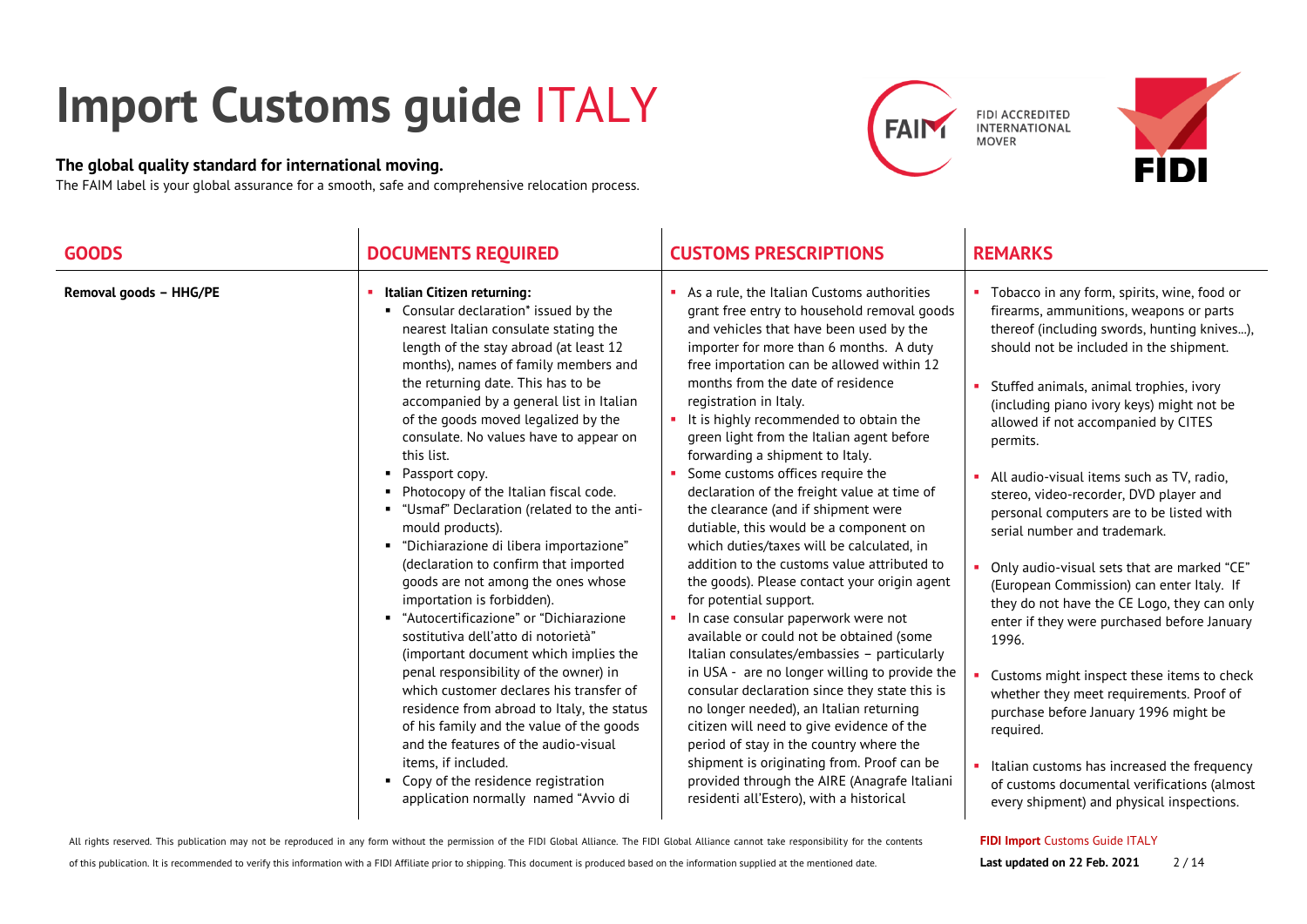# Import Customs guide ITALY

**The global quality standard for international moving.**

The FAIM label is your global assurance for a smooth, safe and comprehensive relocation process.

FIDI ACCREDITED INTERNATIONAL MOVER

| GOODS | DOCUMENTS REQUIRED | CUSTOMS PRESCRIPTIONS | REMARKS |
|---|---|---|---|
| **Removal goods – HHG/PE** | **Italian Citizen returning:**<br>▪ Consular declaration* issued by the nearest Italian consulate stating the length of the stay abroad (at least 12 months), names of family members and the returning date. This has to be accompanied by a general list in Italian of the goods moved legalized by the consulate. No values have to appear on this list.<br>▪ Passport copy.<br>▪ Photocopy of the Italian fiscal code.<br>▪ "Usmaf" Declaration (related to the anti-mould products).<br>▪ "Dichiarazione di libera importazione" (declaration to confirm that imported goods are not among the ones whose importation is forbidden).<br>▪ "Autocertificazione" or "Dichiarazione sostitutiva dell'atto di notorietà" (important document which implies the penal responsibility of the owner) in which customer declares his transfer of residence from abroad to Italy, the status of his family and the value of the goods and the features of the audio-visual items, if included.<br>▪ Copy of the residence registration application normally named "Avvio di | ▪ As a rule, the Italian Customs authorities grant free entry to household removal goods and vehicles that have been used by the importer for more than 6 months. A duty free importation can be allowed within 12 months from the date of residence registration in Italy.<br>▪ It is highly recommended to obtain the green light from the Italian agent before forwarding a shipment to Italy.<br>▪ Some customs offices require the declaration of the freight value at time of the clearance (and if shipment were dutiable, this would be a component on which duties/taxes will be calculated, in addition to the customs value attributed to the goods). Please contact your origin agent for potential support.<br>▪ In case consular paperwork were not available or could not be obtained (some Italian consulates/embassies – particularly in USA - are no longer willing to provide the consular declaration since they state this is no longer needed), an Italian returning citizen will need to give evidence of the period of stay in the country where the shipment is originating from. Proof can be provided through the AIRE (Anagrafe Italiani residenti all'Estero), with a historical | ▪ Tobacco in any form, spirits, wine, food or firearms, ammunitions, weapons or parts thereof (including swords, hunting knives…), should not be included in the shipment.<br>▪ Stuffed animals, animal trophies, ivory (including piano ivory keys) might not be allowed if not accompanied by CITES permits.<br>▪ All audio-visual items such as TV, radio, stereo, video-recorder, DVD player and personal computers are to be listed with serial number and trademark.<br>▪ Only audio-visual sets that are marked "CE" (European Commission) can enter Italy. If they do not have the CE Logo, they can only enter if they were purchased before January 1996.<br>▪ Customs might inspect these items to check whether they meet requirements. Proof of purchase before January 1996 might be required.<br>▪ Italian customs has increased the frequency of customs documental verifications (almost every shipment) and physical inspections. |

All rights reserved. This publication may not be reproduced in any form without the permission of the FIDI Global Alliance. The FIDI Global Alliance cannot take responsibility for the contents of this publication. It is recommended to verify this information with a FIDI Affiliate prior to shipping. This document is produced based on the information supplied at the mentioned date.

**FIDI Import** Customs Guide ITALY

**Last updated on 22 Feb. 2021**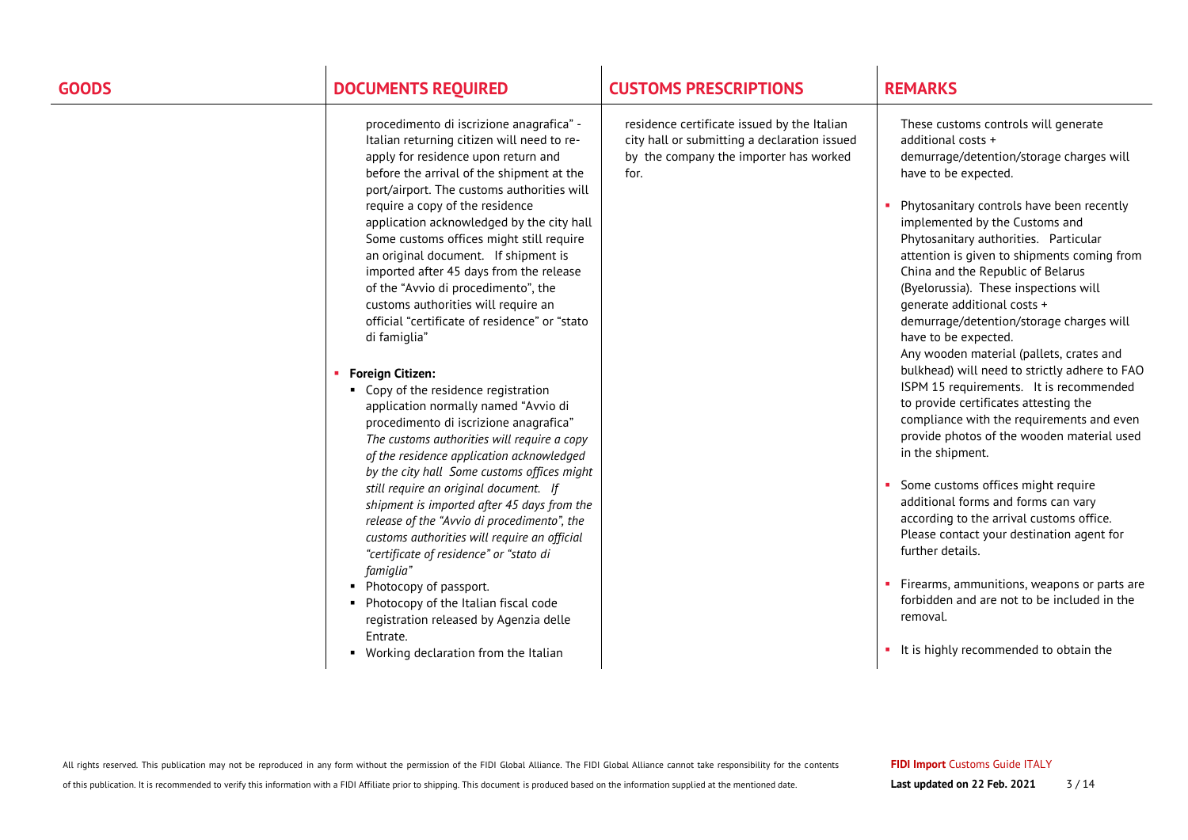| GOODS | DOCUMENTS REQUIRED | CUSTOMS PRESCRIPTIONS | REMARKS |
|---|---|---|---|
| | procedimento di iscrizione anagrafica" - Italian returning citizen will need to re-apply for residence upon return and before the arrival of the shipment at the port/airport. The customs authorities will require a copy of the residence application acknowledged by the city hall Some customs offices might still require an original document. If shipment is imported after 45 days from the release of the "Avvio di procedimento", the customs authorities will require an official "certificate of residence" or "stato di famiglia"<br><br>▪ **Foreign Citizen:**<br>▪ Copy of the residence registration application normally named "Avvio di procedimento di iscrizione anagrafica" *The customs authorities will require a copy of the residence application acknowledged by the city hall Some customs offices might still require an original document. If shipment is imported after 45 days from the release of the "Avvio di procedimento", the customs authorities will require an official "certificate of residence" or "stato di famiglia"*<br>▪ Photocopy of passport.<br>▪ Photocopy of the Italian fiscal code registration released by Agenzia delle Entrate.<br>▪ Working declaration from the Italian | residence certificate issued by the Italian city hall or submitting a declaration issued by the company the importer has worked for. | These customs controls will generate additional costs + demurrage/detention/storage charges will have to be expected.<br><br>▪ Phytosanitary controls have been recently implemented by the Customs and Phytosanitary authorities. Particular attention is given to shipments coming from China and the Republic of Belarus (Byelorussia). These inspections will generate additional costs + demurrage/detention/storage charges will have to be expected. Any wooden material (pallets, crates and bulkhead) will need to strictly adhere to FAO ISPM 15 requirements. It is recommended to provide certificates attesting the compliance with the requirements and even provide photos of the wooden material used in the shipment.<br><br>▪ Some customs offices might require additional forms and forms can vary according to the arrival customs office. Please contact your destination agent for further details.<br><br>▪ Firearms, ammunitions, weapons or parts are forbidden and are not to be included in the removal.<br><br>▪ It is highly recommended to obtain the |

All rights reserved. This publication may not be reproduced in any form without the permission of the FIDI Global Alliance. The FIDI Global Alliance cannot take responsibility for the contents of this publication. It is recommended to verify this information with a FIDI Affiliate prior to shipping. This document is produced based on the information supplied at the mentioned date.

**FIDI Import** Customs Guide ITALY

**Last updated on 22 Feb. 2021**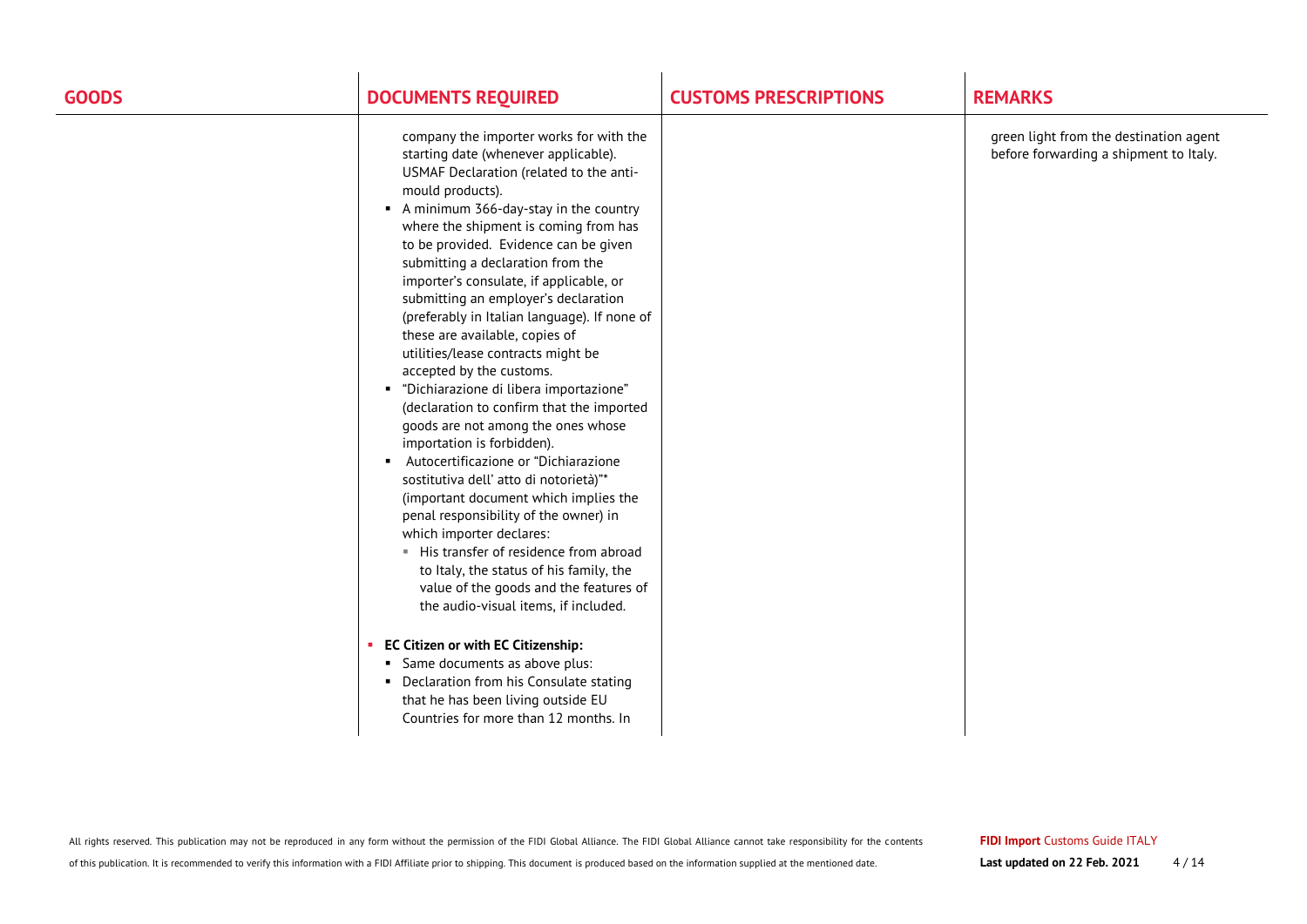| GOODS | DOCUMENTS REQUIRED | CUSTOMS PRESCRIPTIONS | REMARKS |
|---|---|---|---|
| | company the importer works for with the starting date (whenever applicable). USMAF Declaration (related to the anti-mould products).<br>▪ A minimum 366-day-stay in the country where the shipment is coming from has to be provided. Evidence can be given submitting a declaration from the importer's consulate, if applicable, or submitting an employer's declaration (preferably in Italian language). If none of these are available, copies of utilities/lease contracts might be accepted by the customs.<br>▪ "Dichiarazione di libera importazione" (declaration to confirm that the imported goods are not among the ones whose importation is forbidden).<br>▪ Autocertificazione or "Dichiarazione sostitutiva dell' atto di notorietà)"* (important document which implies the penal responsibility of the owner) in which importer declares:<br>  ▪ His transfer of residence from abroad to Italy, the status of his family, the value of the goods and the features of the audio-visual items, if included.<br><br>▪ **EC Citizen or with EC Citizenship:**<br>  ▪ Same documents as above plus:<br>  ▪ Declaration from his Consulate stating that he has been living outside EU Countries for more than 12 months. In | | green light from the destination agent before forwarding a shipment to Italy. |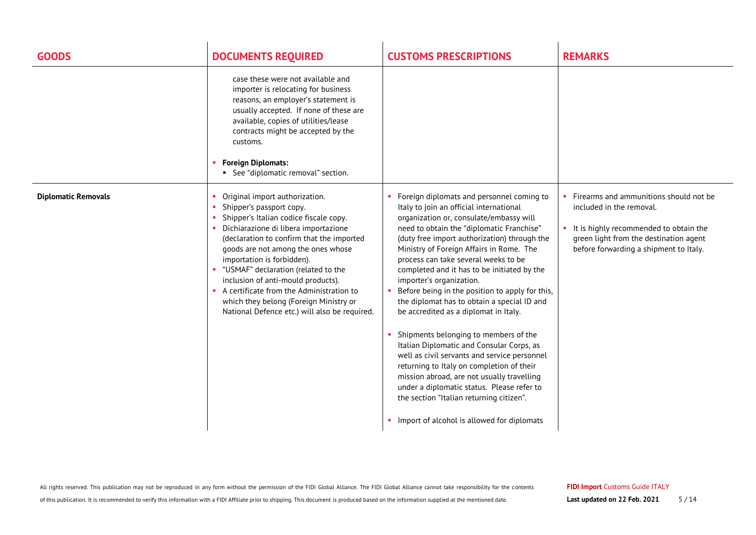| GOODS | DOCUMENTS REQUIRED | CUSTOMS PRESCRIPTIONS | REMARKS |
|---|---|---|---|
| | case these were not available and importer is relocating for business reasons, an employer's statement is usually accepted. If none of these are available, copies of utilities/lease contracts might be accepted by the customs.<br><br>▪ **Foreign Diplomats:**<br>&nbsp;&nbsp;▪ See "diplomatic removal" section. | | |
| **Diplomatic Removals** | ▪ Original import authorization.<br>▪ Shipper's passport copy.<br>▪ Shipper's Italian codice fiscale copy.<br>▪ Dichiarazione di libera importazione (declaration to confirm that the imported goods are not among the ones whose importation is forbidden).<br>▪ "USMAF" declaration (related to the inclusion of anti-mould products).<br>▪ A certificate from the Administration to which they belong (Foreign Ministry or National Defence etc.) will also be required. | ▪ Foreign diplomats and personnel coming to Italy to join an official international organization or, consulate/embassy will need to obtain the "diplomatic Franchise" (duty free import authorization) through the Ministry of Foreign Affairs in Rome. The process can take several weeks to be completed and it has to be initiated by the importer's organization.<br>▪ Before being in the position to apply for this, the diplomat has to obtain a special ID and be accredited as a diplomat in Italy.<br><br>▪ Shipments belonging to members of the Italian Diplomatic and Consular Corps, as well as civil servants and service personnel returning to Italy on completion of their mission abroad, are not usually travelling under a diplomatic status. Please refer to the section "Italian returning citizen".<br><br>▪ Import of alcohol is allowed for diplomats | ▪ Firearms and ammunitions should not be included in the removal.<br><br>▪ It is highly recommended to obtain the green light from the destination agent before forwarding a shipment to Italy. |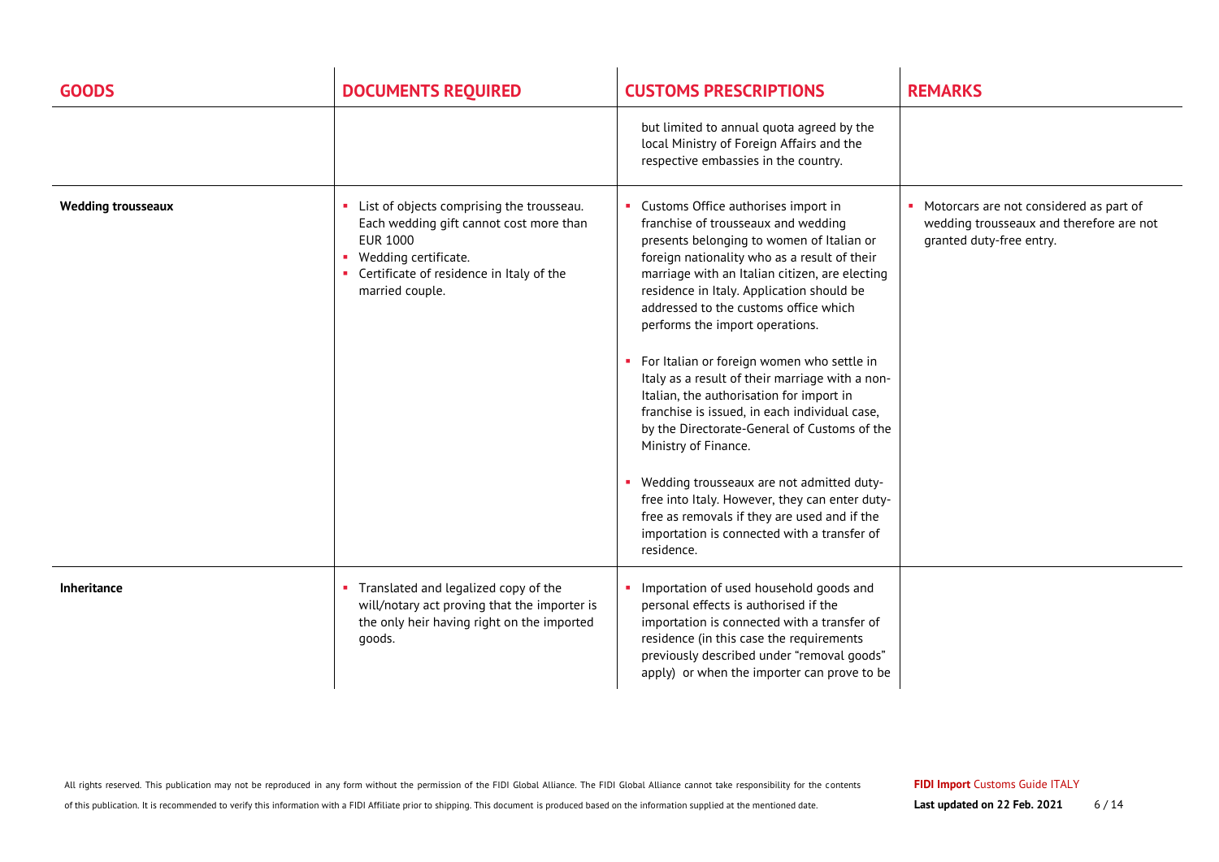| GOODS | DOCUMENTS REQUIRED | CUSTOMS PRESCRIPTIONS | REMARKS |
|---|---|---|---|
| | | but limited to annual quota agreed by the local Ministry of Foreign Affairs and the respective embassies in the country. | |
| **Wedding trousseaux** | ▪ List of objects comprising the trousseau. Each wedding gift cannot cost more than EUR 1000<br>▪ Wedding certificate.<br>▪ Certificate of residence in Italy of the married couple. | ▪ Customs Office authorises import in franchise of trousseaux and wedding presents belonging to women of Italian or foreign nationality who as a result of their marriage with an Italian citizen, are electing residence in Italy. Application should be addressed to the customs office which performs the import operations.<br><br>▪ For Italian or foreign women who settle in Italy as a result of their marriage with a non-Italian, the authorisation for import in franchise is issued, in each individual case, by the Directorate-General of Customs of the Ministry of Finance.<br><br>▪ Wedding trousseaux are not admitted duty-free into Italy. However, they can enter duty-free as removals if they are used and if the importation is connected with a transfer of residence. | ▪ Motorcars are not considered as part of wedding trousseaux and therefore are not granted duty-free entry. |
| **Inheritance** | ▪ Translated and legalized copy of the will/notary act proving that the importer is the only heir having right on the imported goods. | ▪ Importation of used household goods and personal effects is authorised if the importation is connected with a transfer of residence (in this case the requirements previously described under "removal goods" apply) or when the importer can prove to be | |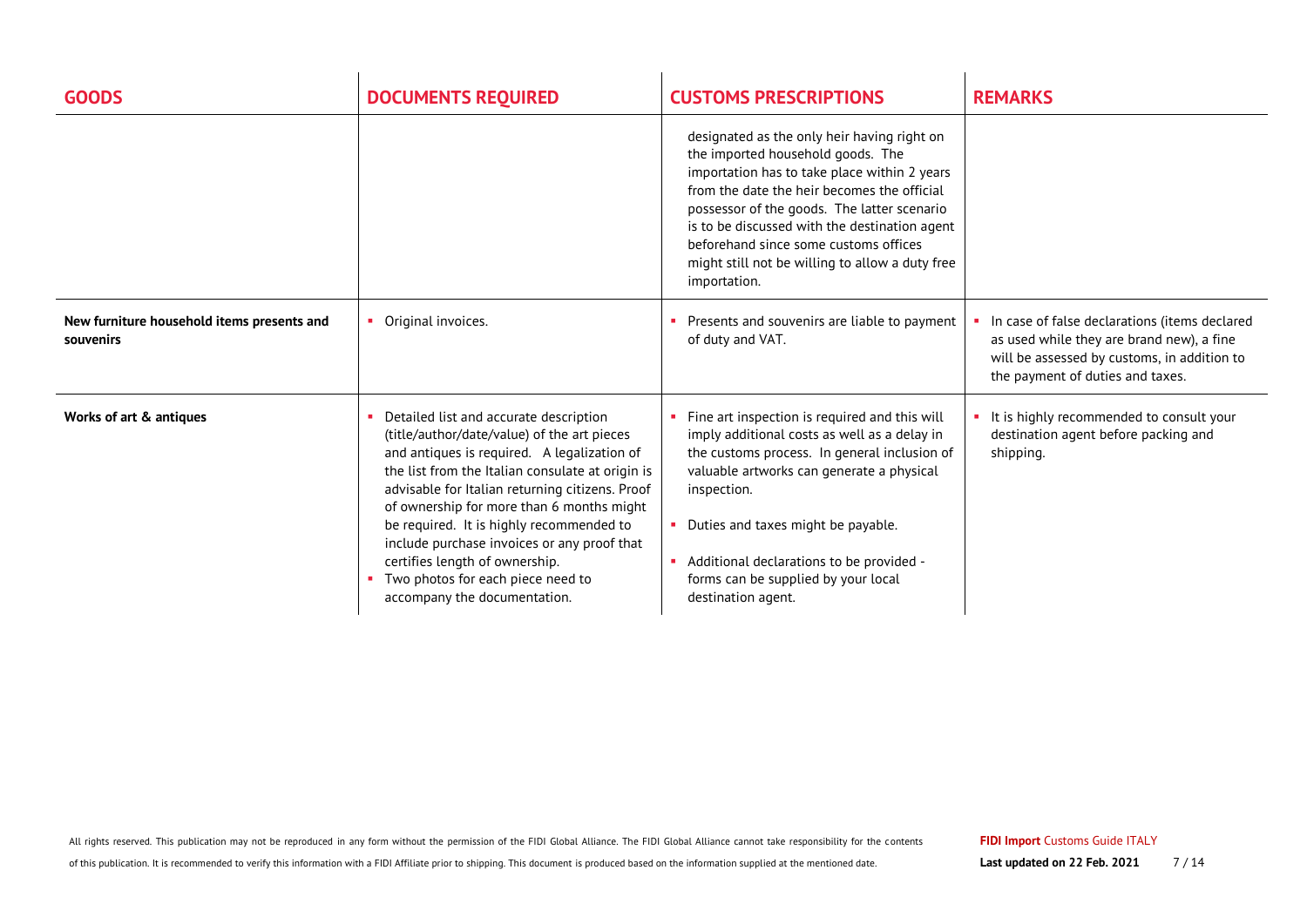| GOODS | DOCUMENTS REQUIRED | CUSTOMS PRESCRIPTIONS | REMARKS |
|---|---|---|---|
| | | designated as the only heir having right on the imported household goods. The importation has to take place within 2 years from the date the heir becomes the official possessor of the goods. The latter scenario is to be discussed with the destination agent beforehand since some customs offices might still not be willing to allow a duty free importation. | |
| **New furniture household items presents and souvenirs** | ▪ Original invoices. | ▪ Presents and souvenirs are liable to payment of duty and VAT. | ▪ In case of false declarations (items declared as used while they are brand new), a fine will be assessed by customs, in addition to the payment of duties and taxes. |
| **Works of art & antiques** | ▪ Detailed list and accurate description (title/author/date/value) of the art pieces and antiques is required. A legalization of the list from the Italian consulate at origin is advisable for Italian returning citizens. Proof of ownership for more than 6 months might be required. It is highly recommended to include purchase invoices or any proof that certifies length of ownership.<br>▪ Two photos for each piece need to accompany the documentation. | ▪ Fine art inspection is required and this will imply additional costs as well as a delay in the customs process. In general inclusion of valuable artworks can generate a physical inspection.<br>▪ Duties and taxes might be payable.<br>▪ Additional declarations to be provided - forms can be supplied by your local destination agent. | ▪ It is highly recommended to consult your destination agent before packing and shipping. |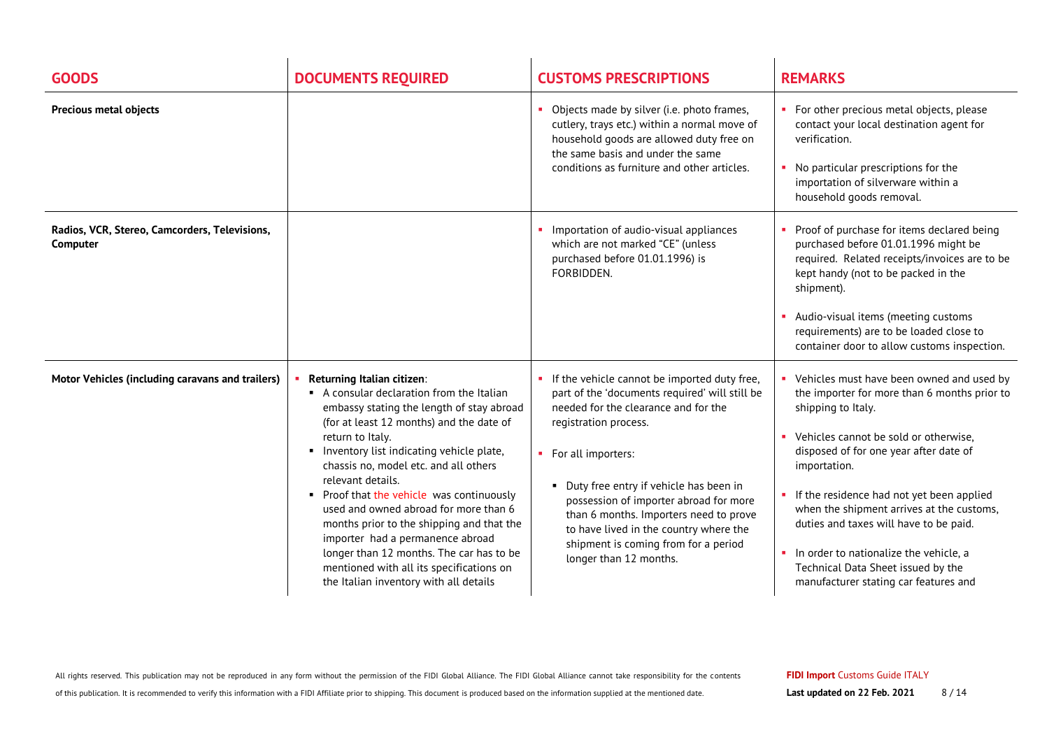| GOODS | DOCUMENTS REQUIRED | CUSTOMS PRESCRIPTIONS | REMARKS |
|---|---|---|---|
| **Precious metal objects** | | ▪ Objects made by silver (i.e. photo frames, cutlery, trays etc.) within a normal move of household goods are allowed duty free on the same basis and under the same conditions as furniture and other articles. | ▪ For other precious metal objects, please contact your local destination agent for verification.<br>▪ No particular prescriptions for the importation of silverware within a household goods removal. |
| **Radios, VCR, Stereo, Camcorders, Televisions, Computer** | | ▪ Importation of audio-visual appliances which are not marked "CE" (unless purchased before 01.01.1996) is FORBIDDEN. | ▪ Proof of purchase for items declared being purchased before 01.01.1996 might be required. Related receipts/invoices are to be kept handy (not to be packed in the shipment).<br>▪ Audio-visual items (meeting customs requirements) are to be loaded close to container door to allow customs inspection. |
| **Motor Vehicles (including caravans and trailers)** | ▪ **Returning Italian citizen**:<br>▪ A consular declaration from the Italian embassy stating the length of stay abroad (for at least 12 months) and the date of return to Italy.<br>▪ Inventory list indicating vehicle plate, chassis no, model etc. and all others relevant details.<br>▪ Proof that the vehicle was continuously used and owned abroad for more than 6 months prior to the shipping and that the importer had a permanence abroad longer than 12 months. The car has to be mentioned with all its specifications on the Italian inventory with all details | ▪ If the vehicle cannot be imported duty free, part of the 'documents required' will still be needed for the clearance and for the registration process.<br>▪ For all importers:<br>▪ Duty free entry if vehicle has been in possession of importer abroad for more than 6 months. Importers need to prove to have lived in the country where the shipment is coming from for a period longer than 12 months. | ▪ Vehicles must have been owned and used by the importer for more than 6 months prior to shipping to Italy.<br>▪ Vehicles cannot be sold or otherwise, disposed of for one year after date of importation.<br>▪ If the residence had not yet been applied when the shipment arrives at the customs, duties and taxes will have to be paid.<br>▪ In order to nationalize the vehicle, a Technical Data Sheet issued by the manufacturer stating car features and |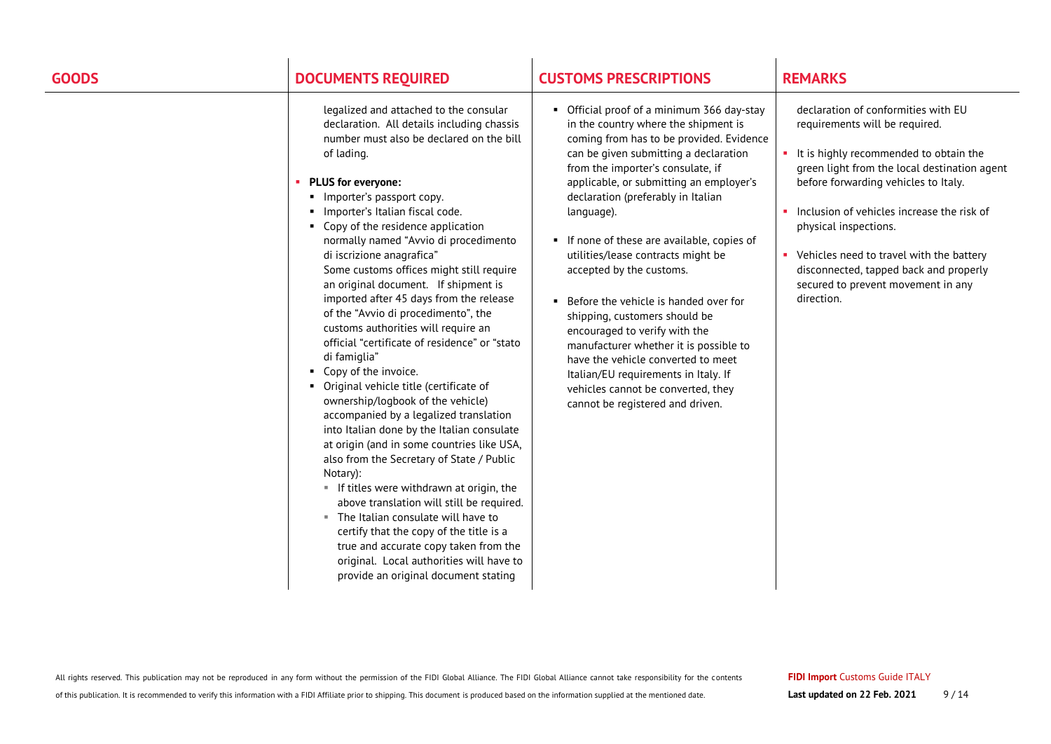| GOODS | DOCUMENTS REQUIRED | CUSTOMS PRESCRIPTIONS | REMARKS |
| --- | --- | --- | --- |
| | legalized and attached to the consular declaration. All details including chassis number must also be declared on the bill of lading.<br><br>- **PLUS for everyone:**<br>  - Importer's passport copy.<br>  - Importer's Italian fiscal code.<br>  - Copy of the residence application normally named "Avvio di procedimento di iscrizione anagrafica" Some customs offices might still require an original document. If shipment is imported after 45 days from the release of the "Avvio di procedimento", the customs authorities will require an official "certificate of residence" or "stato di famiglia"<br>  - Copy of the invoice.<br>  - Original vehicle title (certificate of ownership/logbook of the vehicle) accompanied by a legalized translation into Italian done by the Italian consulate at origin (and in some countries like USA, also from the Secretary of State / Public Notary):<br>    - If titles were withdrawn at origin, the above translation will still be required.<br>    - The Italian consulate will have to certify that the copy of the title is a true and accurate copy taken from the original. Local authorities will have to provide an original document stating | - Official proof of a minimum 366 day-stay in the country where the shipment is coming from has to be provided. Evidence can be given submitting a declaration from the importer's consulate, if applicable, or submitting an employer's declaration (preferably in Italian language).<br><br>- If none of these are available, copies of utilities/lease contracts might be accepted by the customs.<br><br>- Before the vehicle is handed over for shipping, customers should be encouraged to verify with the manufacturer whether it is possible to have the vehicle converted to meet Italian/EU requirements in Italy. If vehicles cannot be converted, they cannot be registered and driven. | declaration of conformities with EU requirements will be required.<br><br>- It is highly recommended to obtain the green light from the local destination agent before forwarding vehicles to Italy.<br><br>- Inclusion of vehicles increase the risk of physical inspections.<br><br>- Vehicles need to travel with the battery disconnected, tapped back and properly secured to prevent movement in any direction. |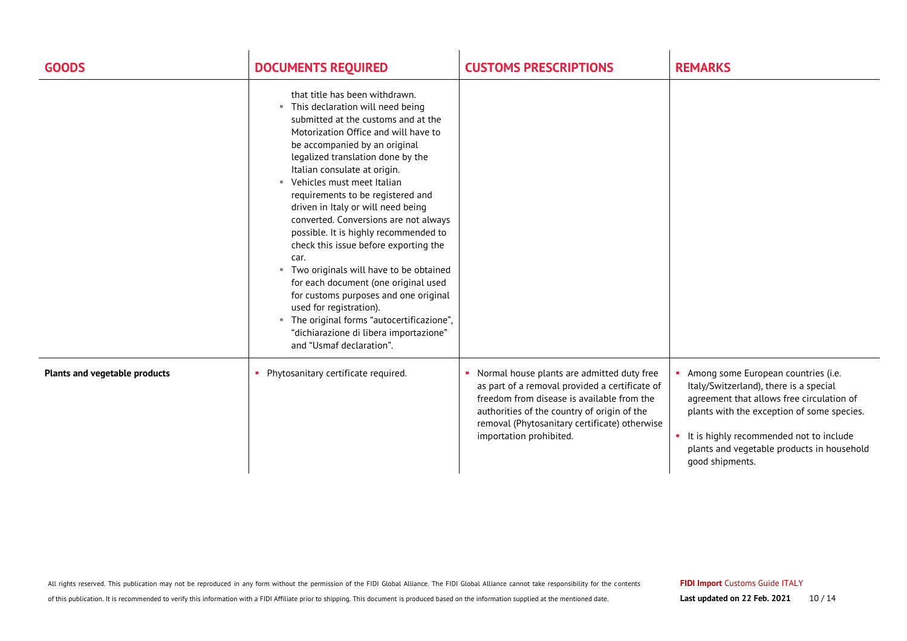| GOODS | DOCUMENTS REQUIRED | CUSTOMS PRESCRIPTIONS | REMARKS |
|---|---|---|---|
| | that title has been withdrawn.<br>▪ This declaration will need being submitted at the customs and at the Motorization Office and will have to be accompanied by an original legalized translation done by the Italian consulate at origin.<br>▪ Vehicles must meet Italian requirements to be registered and driven in Italy or will need being converted. Conversions are not always possible. It is highly recommended to check this issue before exporting the car.<br>▪ Two originals will have to be obtained for each document (one original used for customs purposes and one original used for registration).<br>▪ The original forms "autocertificazione", "dichiarazione di libera importazione" and "Usmaf declaration". | | |
| **Plants and vegetable products** | ▪ Phytosanitary certificate required. | ▪ Normal house plants are admitted duty free as part of a removal provided a certificate of freedom from disease is available from the authorities of the country of origin of the removal (Phytosanitary certificate) otherwise importation prohibited. | ▪ Among some European countries (i.e. Italy/Switzerland), there is a special agreement that allows free circulation of plants with the exception of some species.<br>▪ It is highly recommended not to include plants and vegetable products in household good shipments. |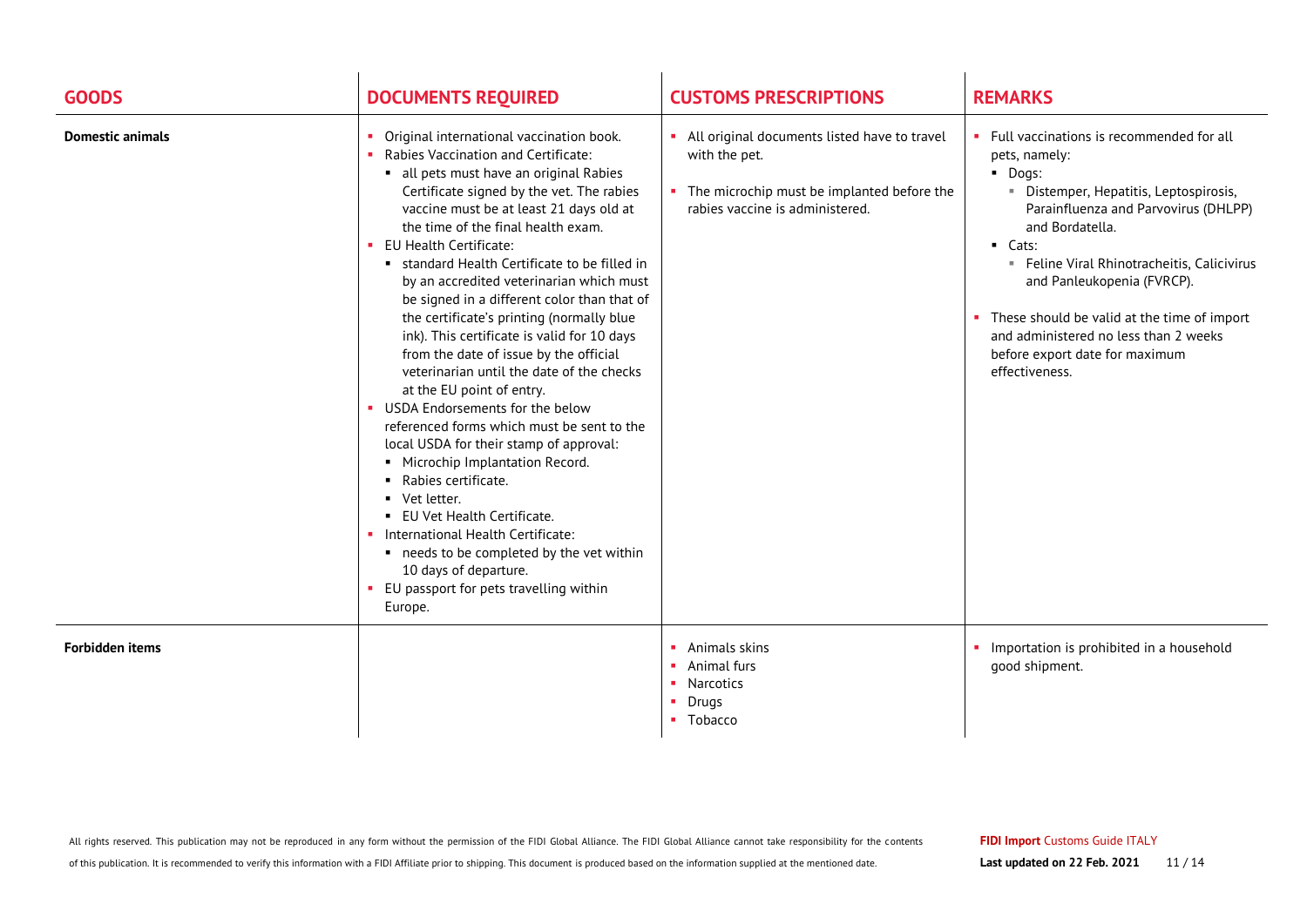| GOODS | DOCUMENTS REQUIRED | CUSTOMS PRESCRIPTIONS | REMARKS |
|---|---|---|---|
| **Domestic animals** | • Original international vaccination book.<br>• Rabies Vaccination and Certificate:<br>  ▪ all pets must have an original Rabies Certificate signed by the vet. The rabies vaccine must be at least 21 days old at the time of the final health exam.<br>• EU Health Certificate:<br>  ▪ standard Health Certificate to be filled in by an accredited veterinarian which must be signed in a different color than that of the certificate's printing (normally blue ink). This certificate is valid for 10 days from the date of issue by the official veterinarian until the date of the checks at the EU point of entry.<br>• USDA Endorsements for the below referenced forms which must be sent to the local USDA for their stamp of approval:<br>  ▪ Microchip Implantation Record.<br>  ▪ Rabies certificate.<br>  ▪ Vet letter.<br>  ▪ EU Vet Health Certificate.<br>• International Health Certificate:<br>  ▪ needs to be completed by the vet within 10 days of departure.<br>• EU passport for pets travelling within Europe. | • All original documents listed have to travel with the pet.<br>• The microchip must be implanted before the rabies vaccine is administered. | • Full vaccinations is recommended for all pets, namely:<br>  ▪ Dogs:<br>    ▪ Distemper, Hepatitis, Leptospirosis, Parainfluenza and Parvovirus (DHLPP) and Bordatella.<br>  ▪ Cats:<br>    ▪ Feline Viral Rhinotracheitis, Calicivirus and Panleukopenia (FVRCP).<br>• These should be valid at the time of import and administered no less than 2 weeks before export date for maximum effectiveness. |
| **Forbidden items** | | • Animals skins<br>• Animal furs<br>• Narcotics<br>• Drugs<br>• Tobacco | • Importation is prohibited in a household good shipment. |

All rights reserved. This publication may not be reproduced in any form without the permission of the FIDI Global Alliance. The FIDI Global Alliance cannot take responsibility for the contents of this publication. It is recommended to verify this information with a FIDI Affiliate prior to shipping. This document is produced based on the information supplied at the mentioned date.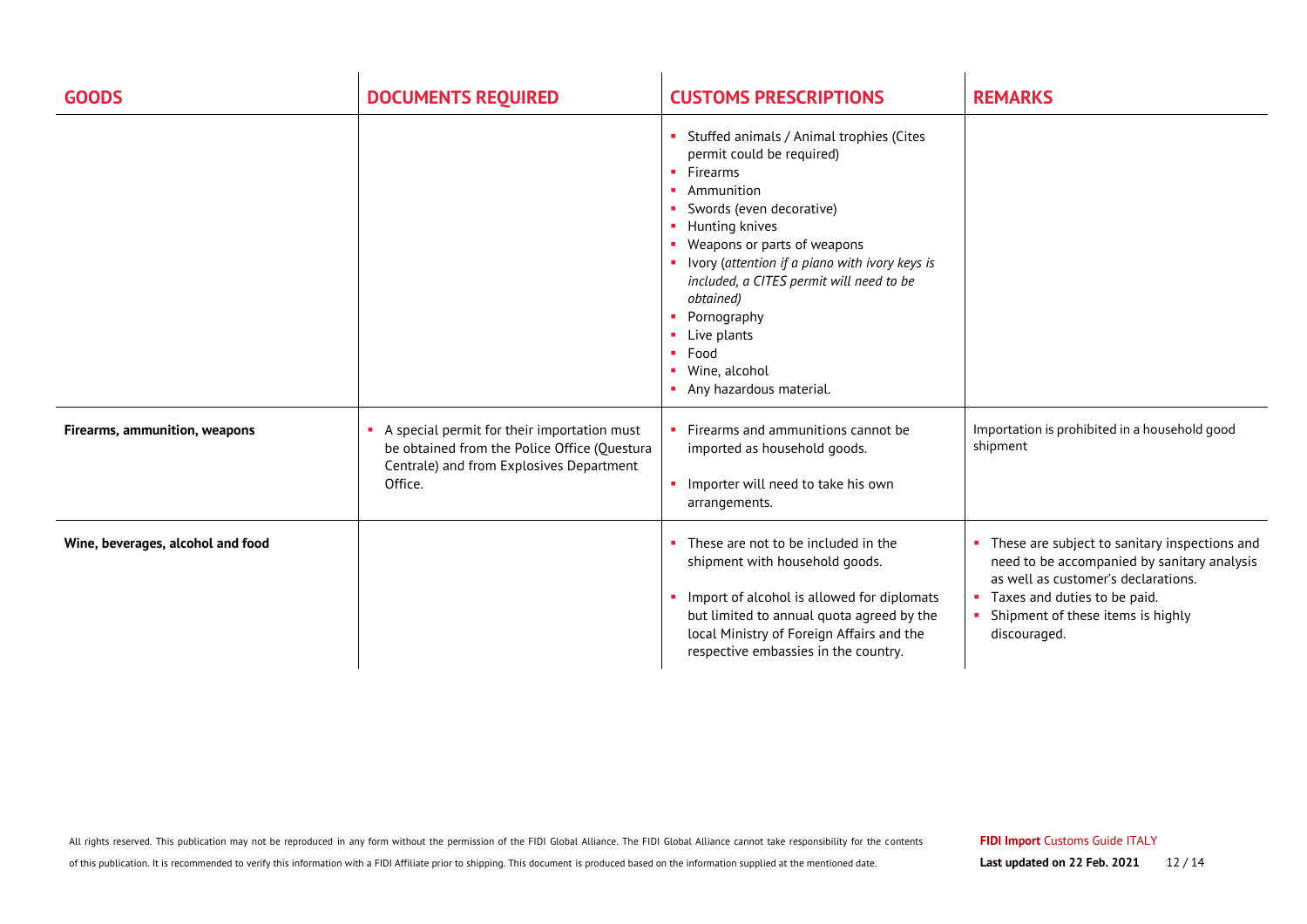| GOODS | DOCUMENTS REQUIRED | CUSTOMS PRESCRIPTIONS | REMARKS |
|---|---|---|---|
| | | ▪ Stuffed animals / Animal trophies (Cites permit could be required)<br>▪ Firearms<br>▪ Ammunition<br>▪ Swords (even decorative)<br>▪ Hunting knives<br>▪ Weapons or parts of weapons<br>▪ Ivory (*attention if a piano with ivory keys is included, a CITES permit will need to be obtained*)<br>▪ Pornography<br>▪ Live plants<br>▪ Food<br>▪ Wine, alcohol<br>▪ Any hazardous material. | |
| **Firearms, ammunition, weapons** | ▪ A special permit for their importation must be obtained from the Police Office (Questura Centrale) and from Explosives Department Office. | ▪ Firearms and ammunitions cannot be imported as household goods.<br>▪ Importer will need to take his own arrangements. | Importation is prohibited in a household good shipment |
| **Wine, beverages, alcohol and food** | | ▪ These are not to be included in the shipment with household goods.<br>▪ Import of alcohol is allowed for diplomats but limited to annual quota agreed by the local Ministry of Foreign Affairs and the respective embassies in the country. | ▪ These are subject to sanitary inspections and need to be accompanied by sanitary analysis as well as customer's declarations.<br>▪ Taxes and duties to be paid.<br>▪ Shipment of these items is highly discouraged. |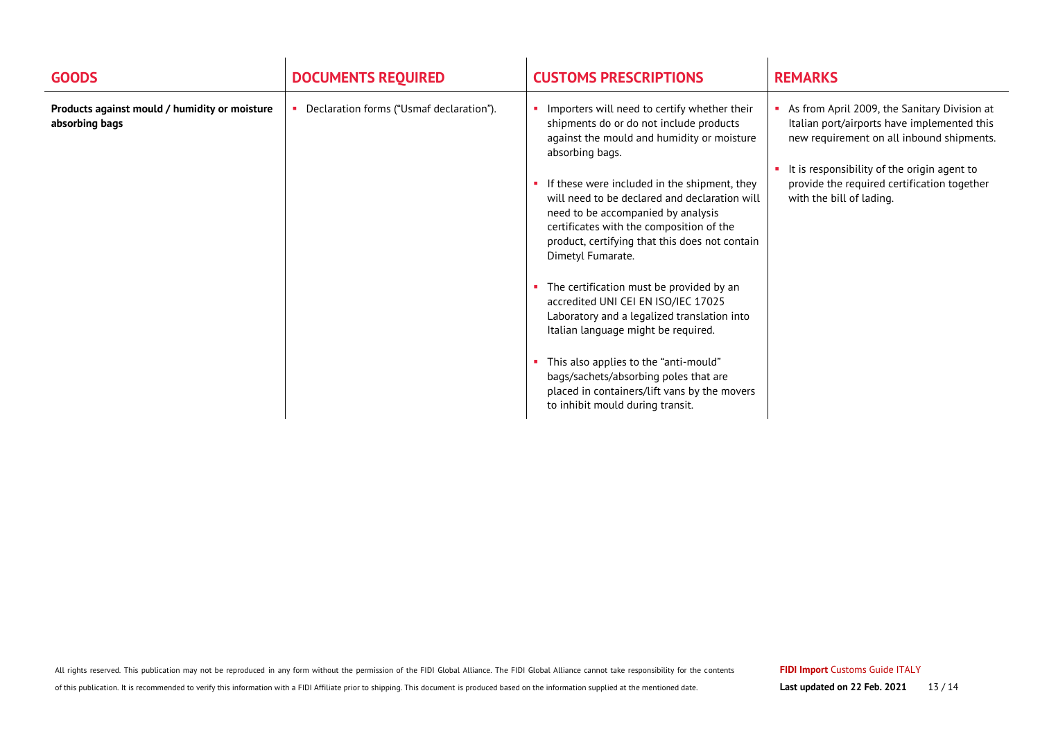| GOODS | DOCUMENTS REQUIRED | CUSTOMS PRESCRIPTIONS | REMARKS |
|---|---|---|---|
| **Products against mould / humidity or moisture absorbing bags** | ▪ Declaration forms ("Usmaf declaration"). | ▪ Importers will need to certify whether their shipments do or do not include products against the mould and humidity or moisture absorbing bags.<br>▪ If these were included in the shipment, they will need to be declared and declaration will need to be accompanied by analysis certificates with the composition of the product, certifying that this does not contain Dimetyl Fumarate.<br>▪ The certification must be provided by an accredited UNI CEI EN ISO/IEC 17025 Laboratory and a legalized translation into Italian language might be required.<br>▪ This also applies to the "anti-mould" bags/sachets/absorbing poles that are placed in containers/lift vans by the movers to inhibit mould during transit. | ▪ As from April 2009, the Sanitary Division at Italian port/airports have implemented this new requirement on all inbound shipments.<br>▪ It is responsibility of the origin agent to provide the required certification together with the bill of lading. |

All rights reserved. This publication may not be reproduced in any form without the permission of the FIDI Global Alliance. The FIDI Global Alliance cannot take responsibility for the contents of this publication. It is recommended to verify this information with a FIDI Affiliate prior to shipping. This document is produced based on the information supplied at the mentioned date.

**FIDI Import** Customs Guide ITALY

**Last updated on 22 Feb. 2021**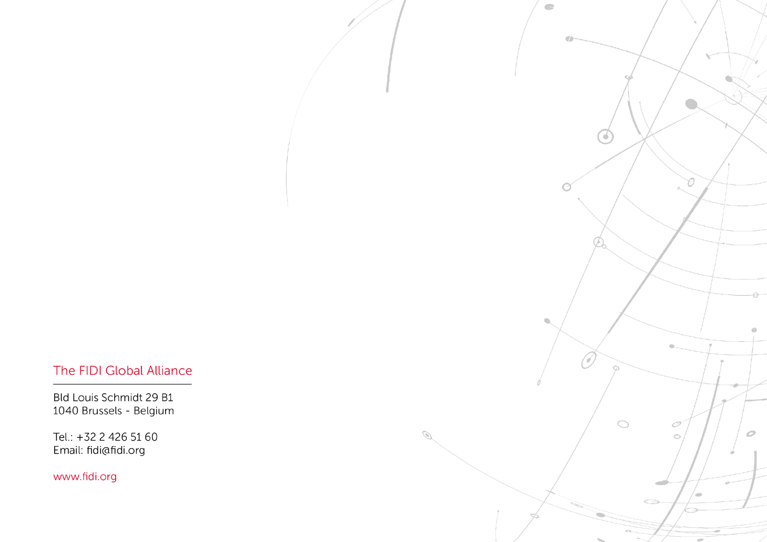## The FIDI Global Alliance

Bld Louis Schmidt 29 B1
1040 Brussels - Belgium

Tel.: +32 2 426 51 60
Email: fidi@fidi.org

www.fidi.org